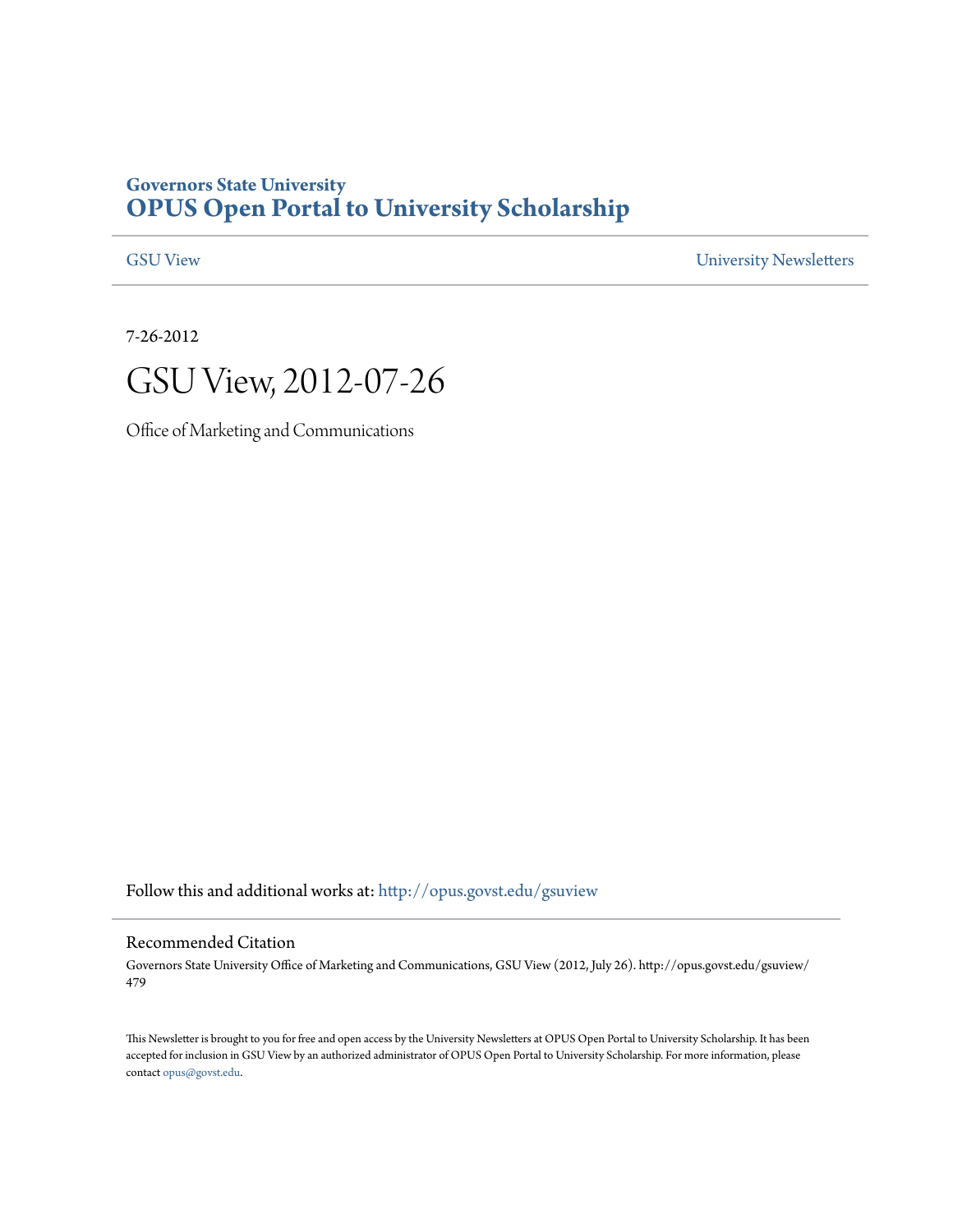**Governors State University**
**OPUS Open Portal to University Scholarship**

GSU View | University Newsletters

7-26-2012

# GSU View, 2012-07-26

Office of Marketing and Communications

Follow this and additional works at: http://opus.govst.edu/gsuview

## Recommended Citation

Governors State University Office of Marketing and Communications, GSU View (2012, July 26). http://opus.govst.edu/gsuview/479

This Newsletter is brought to you for free and open access by the University Newsletters at OPUS Open Portal to University Scholarship. It has been accepted for inclusion in GSU View by an authorized administrator of OPUS Open Portal to University Scholarship. For more information, please contact opus@govst.edu.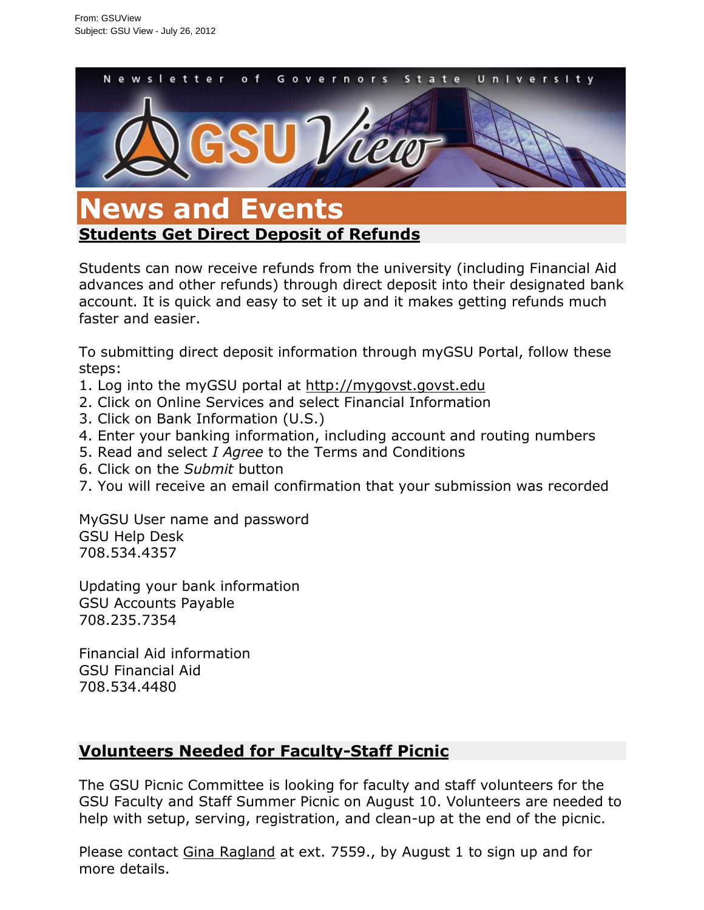From: GSUView
Subject: GSU View - July 26, 2012

# News and Events

## Students Get Direct Deposit of Refunds

Students can now receive refunds from the university (including Financial Aid advances and other refunds) through direct deposit into their designated bank account. It is quick and easy to set it up and it makes getting refunds much faster and easier.

To submitting direct deposit information through myGSU Portal, follow these steps:

1. Log into the myGSU portal at http://mygovst.govst.edu
2. Click on Online Services and select Financial Information
3. Click on Bank Information (U.S.)
4. Enter your banking information, including account and routing numbers
5. Read and select *I Agree* to the Terms and Conditions
6. Click on the *Submit* button
7. You will receive an email confirmation that your submission was recorded

MyGSU User name and password
GSU Help Desk
708.534.4357

Updating your bank information
GSU Accounts Payable
708.235.7354

Financial Aid information
GSU Financial Aid
708.534.4480

## Volunteers Needed for Faculty-Staff Picnic

The GSU Picnic Committee is looking for faculty and staff volunteers for the GSU Faculty and Staff Summer Picnic on August 10. Volunteers are needed to help with setup, serving, registration, and clean-up at the end of the picnic.

Please contact Gina Ragland at ext. 7559., by August 1 to sign up and for more details.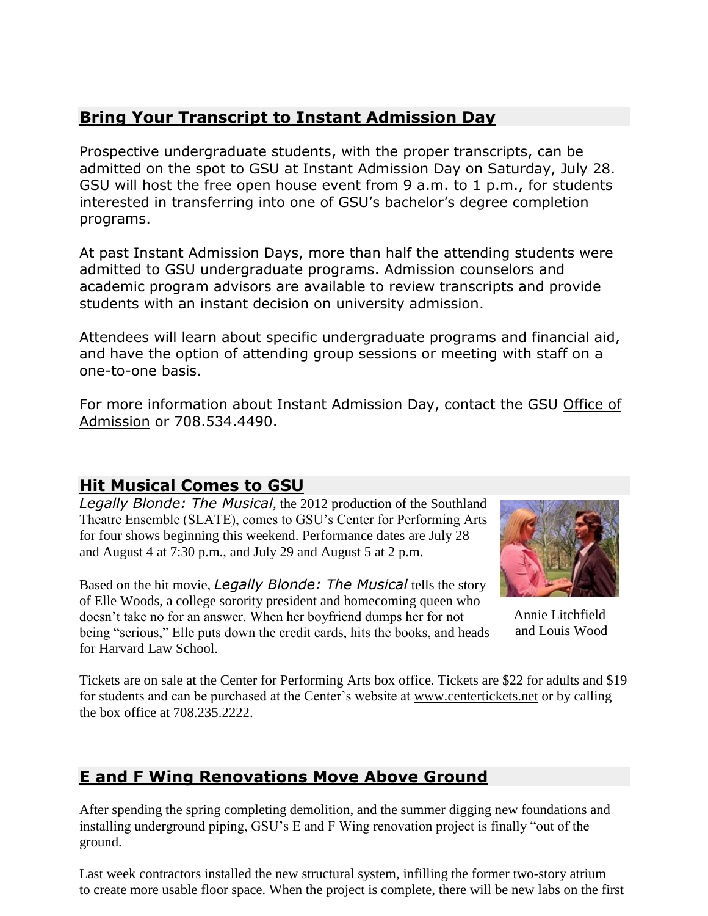## Bring Your Transcript to Instant Admission Day

Prospective undergraduate students, with the proper transcripts, can be admitted on the spot to GSU at Instant Admission Day on Saturday, July 28. GSU will host the free open house event from 9 a.m. to 1 p.m., for students interested in transferring into one of GSU's bachelor's degree completion programs.

At past Instant Admission Days, more than half the attending students were admitted to GSU undergraduate programs. Admission counselors and academic program advisors are available to review transcripts and provide students with an instant decision on university admission.

Attendees will learn about specific undergraduate programs and financial aid, and have the option of attending group sessions or meeting with staff on a one-to-one basis.

For more information about Instant Admission Day, contact the GSU Office of Admission or 708.534.4490.

## Hit Musical Comes to GSU

*Legally Blonde: The Musical*, the 2012 production of the Southland Theatre Ensemble (SLATE), comes to GSU's Center for Performing Arts for four shows beginning this weekend. Performance dates are July 28 and August 4 at 7:30 p.m., and July 29 and August 5 at 2 p.m.

Annie Litchfield and Louis Wood

Based on the hit movie, *Legally Blonde: The Musical* tells the story of Elle Woods, a college sorority president and homecoming queen who doesn't take no for an answer. When her boyfriend dumps her for not being "serious," Elle puts down the credit cards, hits the books, and heads for Harvard Law School.

Tickets are on sale at the Center for Performing Arts box office. Tickets are $22 for adults and $19 for students and can be purchased at the Center's website at www.centertickets.net or by calling the box office at 708.235.2222.

## E and F Wing Renovations Move Above Ground

After spending the spring completing demolition, and the summer digging new foundations and installing underground piping, GSU's E and F Wing renovation project is finally "out of the ground.

Last week contractors installed the new structural system, infilling the former two-story atrium to create more usable floor space. When the project is complete, there will be new labs on the first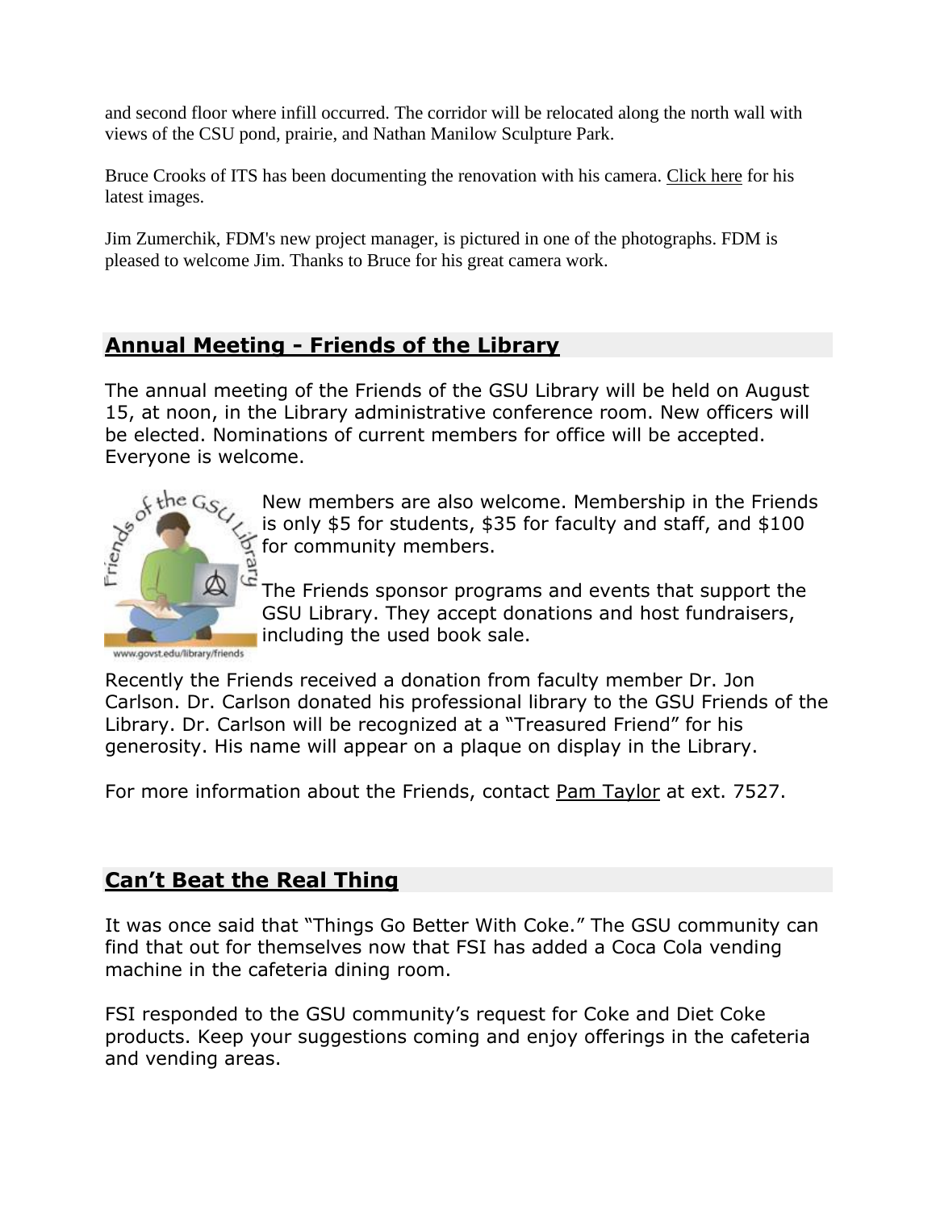and second floor where infill occurred. The corridor will be relocated along the north wall with views of the CSU pond, prairie, and Nathan Manilow Sculpture Park.

Bruce Crooks of ITS has been documenting the renovation with his camera. Click here for his latest images.

Jim Zumerchik, FDM's new project manager, is pictured in one of the photographs. FDM is pleased to welcome Jim. Thanks to Bruce for his great camera work.

## Annual Meeting - Friends of the Library

The annual meeting of the Friends of the GSU Library will be held on August 15, at noon, in the Library administrative conference room. New officers will be elected. Nominations of current members for office will be accepted. Everyone is welcome.

New members are also welcome. Membership in the Friends is only $5 for students, $35 for faculty and staff, and $100 for community members.

The Friends sponsor programs and events that support the GSU Library. They accept donations and host fundraisers, including the used book sale.

Recently the Friends received a donation from faculty member Dr. Jon Carlson. Dr. Carlson donated his professional library to the GSU Friends of the Library. Dr. Carlson will be recognized at a "Treasured Friend" for his generosity. His name will appear on a plaque on display in the Library.

For more information about the Friends, contact Pam Taylor at ext. 7527.

## Can't Beat the Real Thing

It was once said that "Things Go Better With Coke." The GSU community can find that out for themselves now that FSI has added a Coca Cola vending machine in the cafeteria dining room.

FSI responded to the GSU community's request for Coke and Diet Coke products. Keep your suggestions coming and enjoy offerings in the cafeteria and vending areas.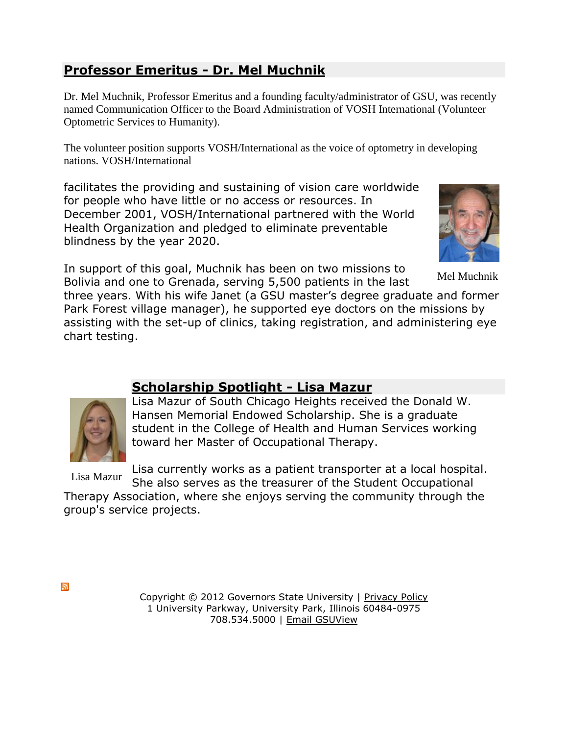## Professor Emeritus - Dr. Mel Muchnik

Dr. Mel Muchnik, Professor Emeritus and a founding faculty/administrator of GSU, was recently named Communication Officer to the Board Administration of VOSH International (Volunteer Optometric Services to Humanity).

The volunteer position supports VOSH/International as the voice of optometry in developing nations. VOSH/International

facilitates the providing and sustaining of vision care worldwide for people who have little or no access or resources. In December 2001, VOSH/International partnered with the World Health Organization and pledged to eliminate preventable blindness by the year 2020.

Mel Muchnik

In support of this goal, Muchnik has been on two missions to Bolivia and one to Grenada, serving 5,500 patients in the last three years. With his wife Janet (a GSU master's degree graduate and former Park Forest village manager), he supported eye doctors on the missions by assisting with the set-up of clinics, taking registration, and administering eye chart testing.

## Scholarship Spotlight - Lisa Mazur

Lisa Mazur of South Chicago Heights received the Donald W. Hansen Memorial Endowed Scholarship. She is a graduate student in the College of Health and Human Services working toward her Master of Occupational Therapy.

Lisa Mazur

Lisa currently works as a patient transporter at a local hospital. She also serves as the treasurer of the Student Occupational Therapy Association, where she enjoys serving the community through the group's service projects.

Copyright © 2012 Governors State University | Privacy Policy
1 University Parkway, University Park, Illinois 60484-0975
708.534.5000 | Email GSUView